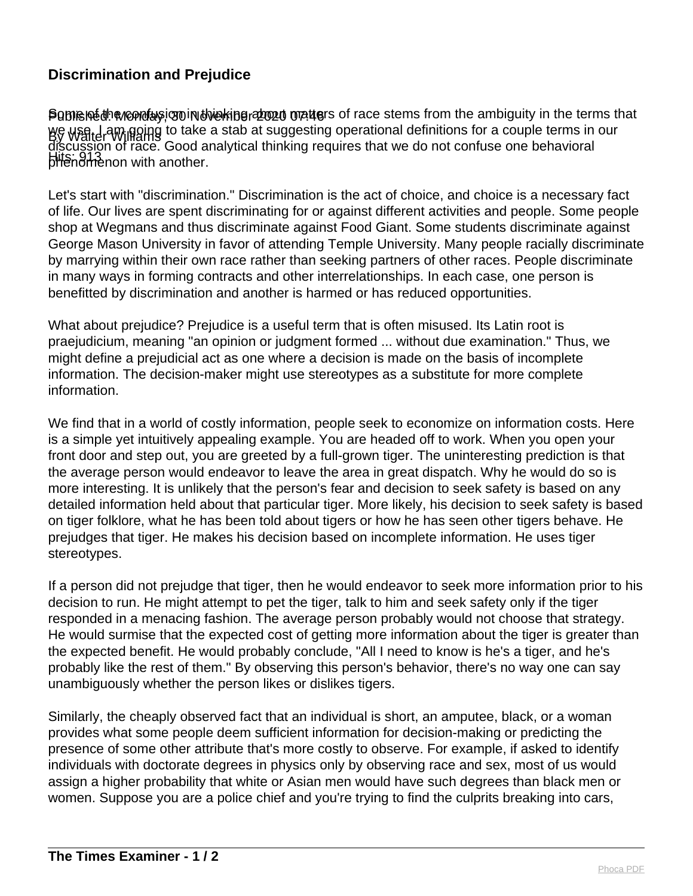## Discrimination and Prejudice

Published: Monday, 30 November 2020 07:46

By Walter Williams

Hits: 913

Some of the confusion in thinking about matters of race stems from the ambiguity in the terms that we use. I am going to take a stab at suggesting operational definitions for a couple terms in our discussion of race. Good analytical thinking requires that we do not confuse one behavioral phenomenon with another.

Let's start with "discrimination." Discrimination is the act of choice, and choice is a necessary fact of life. Our lives are spent discriminating for or against different activities and people. Some people shop at Wegmans and thus discriminate against Food Giant. Some students discriminate against George Mason University in favor of attending Temple University. Many people racially discriminate by marrying within their own race rather than seeking partners of other races. People discriminate in many ways in forming contracts and other interrelationships. In each case, one person is benefitted by discrimination and another is harmed or has reduced opportunities.

What about prejudice? Prejudice is a useful term that is often misused. Its Latin root is praejudicium, meaning "an opinion or judgment formed ... without due examination." Thus, we might define a prejudicial act as one where a decision is made on the basis of incomplete information. The decision-maker might use stereotypes as a substitute for more complete information.

We find that in a world of costly information, people seek to economize on information costs. Here is a simple yet intuitively appealing example. You are headed off to work. When you open your front door and step out, you are greeted by a full-grown tiger. The uninteresting prediction is that the average person would endeavor to leave the area in great dispatch. Why he would do so is more interesting. It is unlikely that the person's fear and decision to seek safety is based on any detailed information held about that particular tiger. More likely, his decision to seek safety is based on tiger folklore, what he has been told about tigers or how he has seen other tigers behave. He prejudges that tiger. He makes his decision based on incomplete information. He uses tiger stereotypes.

If a person did not prejudge that tiger, then he would endeavor to seek more information prior to his decision to run. He might attempt to pet the tiger, talk to him and seek safety only if the tiger responded in a menacing fashion. The average person probably would not choose that strategy. He would surmise that the expected cost of getting more information about the tiger is greater than the expected benefit. He would probably conclude, "All I need to know is he's a tiger, and he's probably like the rest of them." By observing this person's behavior, there's no way one can say unambiguously whether the person likes or dislikes tigers.

Similarly, the cheaply observed fact that an individual is short, an amputee, black, or a woman provides what some people deem sufficient information for decision-making or predicting the presence of some other attribute that's more costly to observe. For example, if asked to identify individuals with doctorate degrees in physics only by observing race and sex, most of us would assign a higher probability that white or Asian men would have such degrees than black men or women. Suppose you are a police chief and you're trying to find the culprits breaking into cars,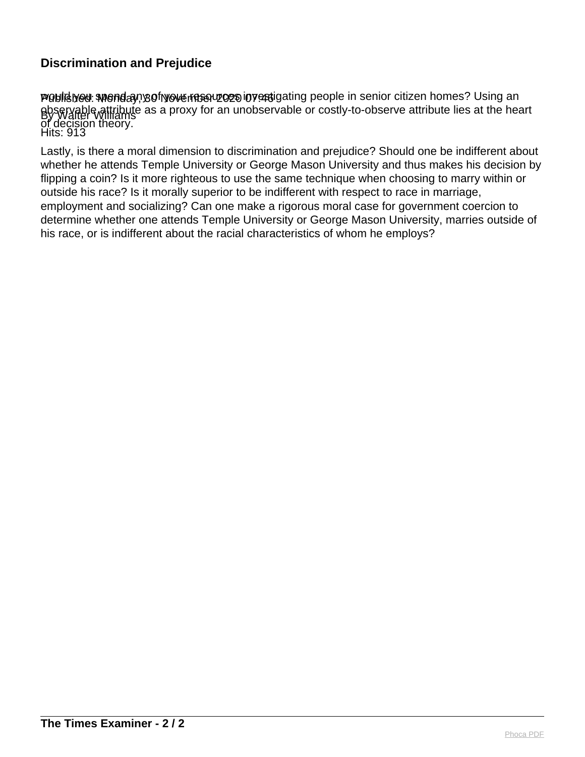# Discrimination and Prejudice

Published: Monday, 30 November 2020 07:48

By Walter Williams

Hits: 913

would you spend any of your resources investigating people in senior citizen homes? Using an observable attribute as a proxy for an unobservable or costly-to-observe attribute lies at the heart of decision theory.

Lastly, is there a moral dimension to discrimination and prejudice? Should one be indifferent about whether he attends Temple University or George Mason University and thus makes his decision by flipping a coin? Is it more righteous to use the same technique when choosing to marry within or outside his race? Is it morally superior to be indifferent with respect to race in marriage, employment and socializing? Can one make a rigorous moral case for government coercion to determine whether one attends Temple University or George Mason University, marries outside of his race, or is indifferent about the racial characteristics of whom he employs?